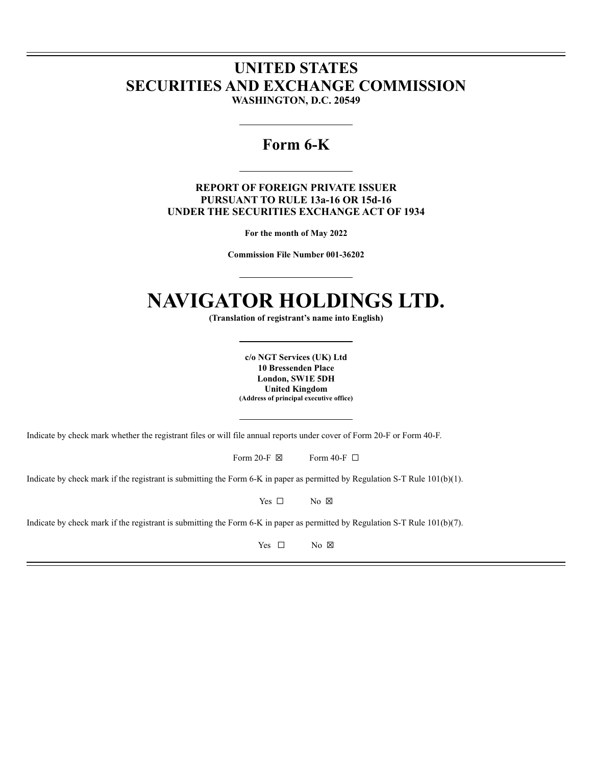# UNITED STATES
# SECURITIES AND EXCHANGE COMMISSION
**WASHINGTON, D.C. 20549**

---

## Form 6-K

---

**REPORT OF FOREIGN PRIVATE ISSUER**
**PURSUANT TO RULE 13a-16 OR 15d-16**
**UNDER THE SECURITIES EXCHANGE ACT OF 1934**

**For the month of May 2022**

**Commission File Number 001-36202**

---

# NAVIGATOR HOLDINGS LTD.
**(Translation of registrant's name into English)**

---

**c/o NGT Services (UK) Ltd**
**10 Bressenden Place**
**London, SW1E 5DH**
**United Kingdom**
**(Address of principal executive office)**

---

Indicate by check mark whether the registrant files or will file annual reports under cover of Form 20-F or Form 40-F.

Form 20-F ☒ Form 40-F ☐

Indicate by check mark if the registrant is submitting the Form 6-K in paper as permitted by Regulation S-T Rule 101(b)(1).

Yes ☐ No ☒

Indicate by check mark if the registrant is submitting the Form 6-K in paper as permitted by Regulation S-T Rule 101(b)(7).

Yes ☐ No ☒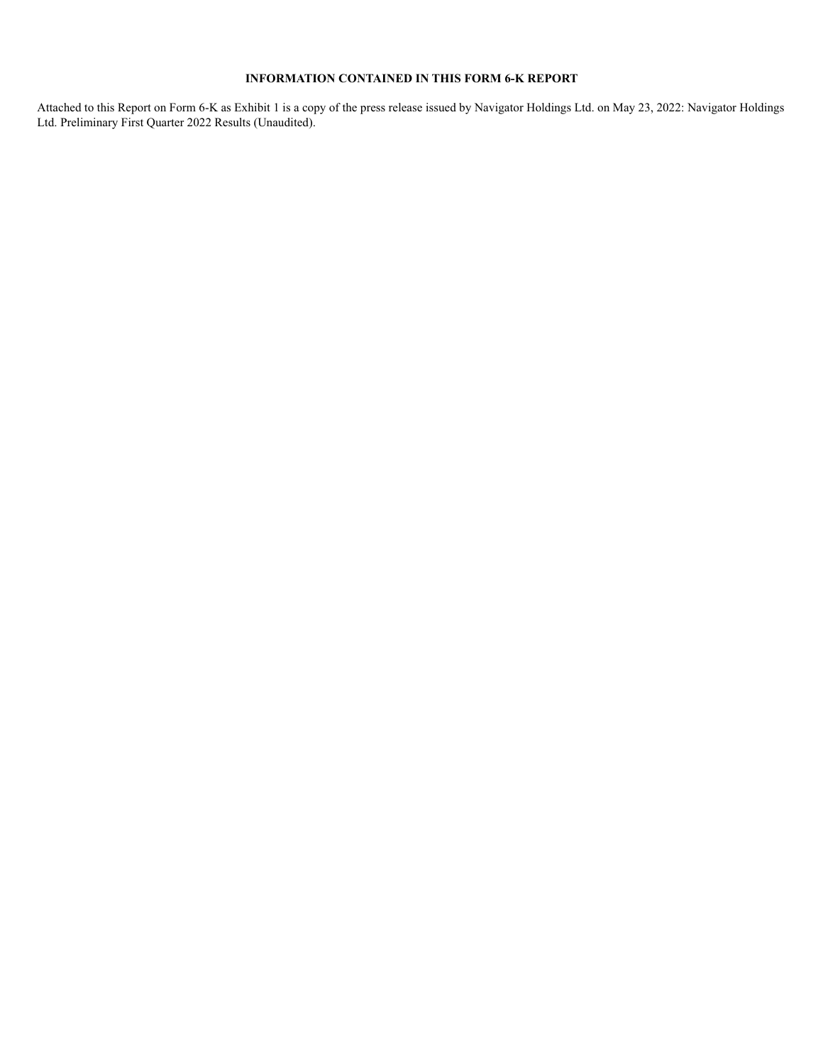**INFORMATION CONTAINED IN THIS FORM 6-K REPORT**

Attached to this Report on Form 6-K as Exhibit 1 is a copy of the press release issued by Navigator Holdings Ltd. on May 23, 2022: Navigator Holdings Ltd. Preliminary First Quarter 2022 Results (Unaudited).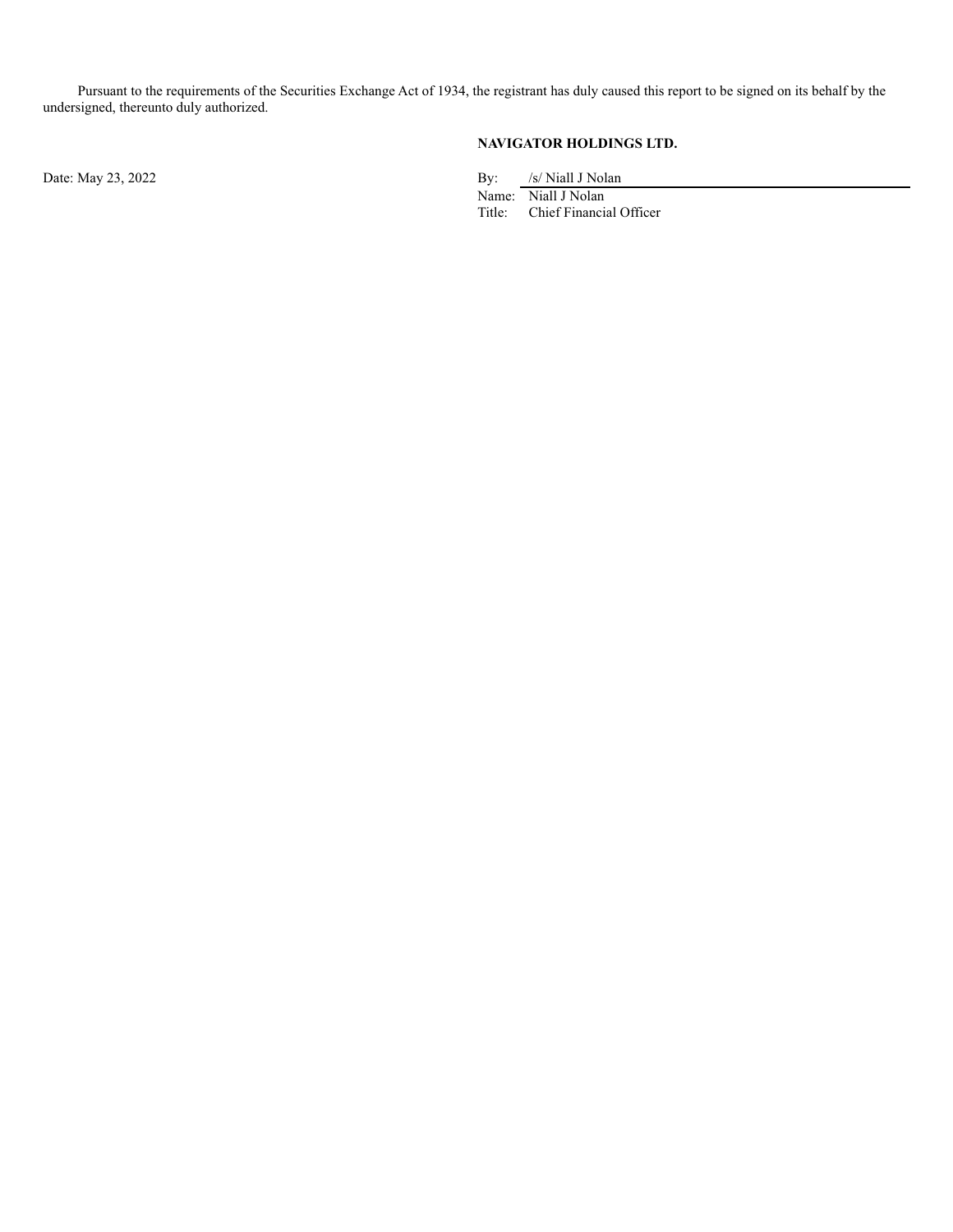Pursuant to the requirements of the Securities Exchange Act of 1934, the registrant has duly caused this report to be signed on its behalf by the undersigned, thereunto duly authorized.

**NAVIGATOR HOLDINGS LTD.**

Date: May 23, 2022

By: /s/ Niall J Nolan
Name: Niall J Nolan
Title: Chief Financial Officer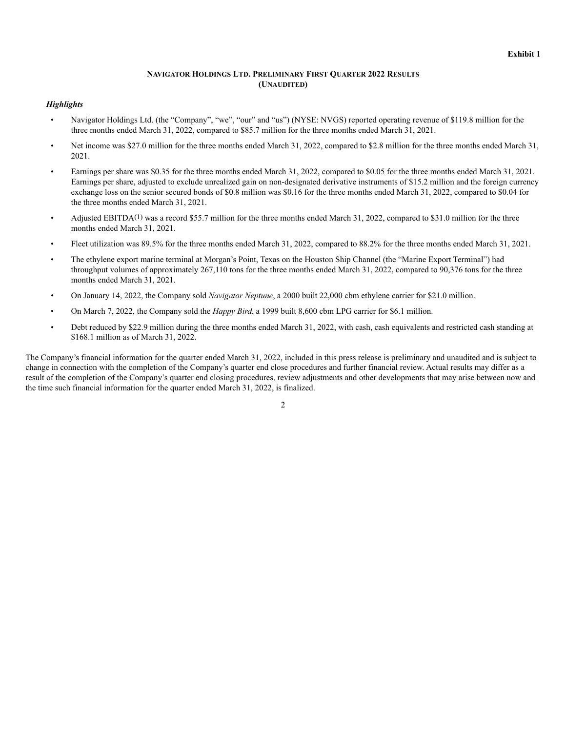**Exhibit 1**

**NAVIGATOR HOLDINGS LTD. PRELIMINARY FIRST QUARTER 2022 RESULTS**
**(UNAUDITED)**

***Highlights***

- Navigator Holdings Ltd. (the "Company", "we", "our" and "us") (NYSE: NVGS) reported operating revenue of $119.8 million for the three months ended March 31, 2022, compared to $85.7 million for the three months ended March 31, 2021.
- Net income was $27.0 million for the three months ended March 31, 2022, compared to $2.8 million for the three months ended March 31, 2021.
- Earnings per share was $0.35 for the three months ended March 31, 2022, compared to $0.05 for the three months ended March 31, 2021. Earnings per share, adjusted to exclude unrealized gain on non-designated derivative instruments of $15.2 million and the foreign currency exchange loss on the senior secured bonds of $0.8 million was $0.16 for the three months ended March 31, 2022, compared to $0.04 for the three months ended March 31, 2021.
- Adjusted EBITDA(1) was a record $55.7 million for the three months ended March 31, 2022, compared to $31.0 million for the three months ended March 31, 2021.
- Fleet utilization was 89.5% for the three months ended March 31, 2022, compared to 88.2% for the three months ended March 31, 2021.
- The ethylene export marine terminal at Morgan's Point, Texas on the Houston Ship Channel (the "Marine Export Terminal") had throughput volumes of approximately 267,110 tons for the three months ended March 31, 2022, compared to 90,376 tons for the three months ended March 31, 2021.
- On January 14, 2022, the Company sold *Navigator Neptune*, a 2000 built 22,000 cbm ethylene carrier for $21.0 million.
- On March 7, 2022, the Company sold the *Happy Bird*, a 1999 built 8,600 cbm LPG carrier for $6.1 million.
- Debt reduced by $22.9 million during the three months ended March 31, 2022, with cash, cash equivalents and restricted cash standing at $168.1 million as of March 31, 2022.

The Company's financial information for the quarter ended March 31, 2022, included in this press release is preliminary and unaudited and is subject to change in connection with the completion of the Company's quarter end close procedures and further financial review. Actual results may differ as a result of the completion of the Company's quarter end closing procedures, review adjustments and other developments that may arise between now and the time such financial information for the quarter ended March 31, 2022, is finalized.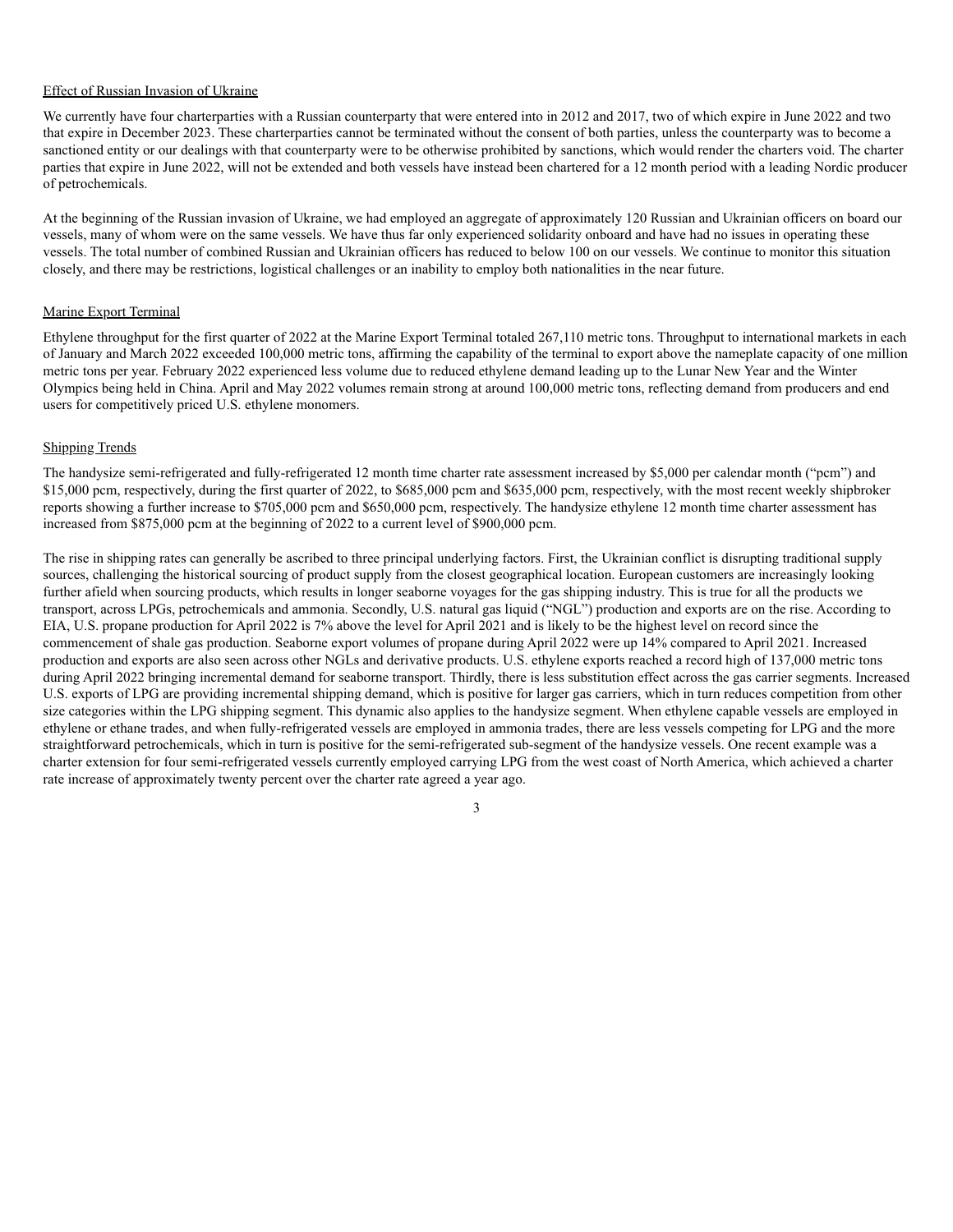Effect of Russian Invasion of Ukraine

We currently have four charterparties with a Russian counterparty that were entered into in 2012 and 2017, two of which expire in June 2022 and two that expire in December 2023. These charterparties cannot be terminated without the consent of both parties, unless the counterparty was to become a sanctioned entity or our dealings with that counterparty were to be otherwise prohibited by sanctions, which would render the charters void. The charter parties that expire in June 2022, will not be extended and both vessels have instead been chartered for a 12 month period with a leading Nordic producer of petrochemicals.

At the beginning of the Russian invasion of Ukraine, we had employed an aggregate of approximately 120 Russian and Ukrainian officers on board our vessels, many of whom were on the same vessels. We have thus far only experienced solidarity onboard and have had no issues in operating these vessels. The total number of combined Russian and Ukrainian officers has reduced to below 100 on our vessels. We continue to monitor this situation closely, and there may be restrictions, logistical challenges or an inability to employ both nationalities in the near future.

Marine Export Terminal

Ethylene throughput for the first quarter of 2022 at the Marine Export Terminal totaled 267,110 metric tons. Throughput to international markets in each of January and March 2022 exceeded 100,000 metric tons, affirming the capability of the terminal to export above the nameplate capacity of one million metric tons per year. February 2022 experienced less volume due to reduced ethylene demand leading up to the Lunar New Year and the Winter Olympics being held in China. April and May 2022 volumes remain strong at around 100,000 metric tons, reflecting demand from producers and end users for competitively priced U.S. ethylene monomers.

Shipping Trends

The handysize semi-refrigerated and fully-refrigerated 12 month time charter rate assessment increased by $5,000 per calendar month ("pcm") and $15,000 pcm, respectively, during the first quarter of 2022, to $685,000 pcm and $635,000 pcm, respectively, with the most recent weekly shipbroker reports showing a further increase to $705,000 pcm and $650,000 pcm, respectively. The handysize ethylene 12 month time charter assessment has increased from $875,000 pcm at the beginning of 2022 to a current level of $900,000 pcm.

The rise in shipping rates can generally be ascribed to three principal underlying factors. First, the Ukrainian conflict is disrupting traditional supply sources, challenging the historical sourcing of product supply from the closest geographical location. European customers are increasingly looking further afield when sourcing products, which results in longer seaborne voyages for the gas shipping industry. This is true for all the products we transport, across LPGs, petrochemicals and ammonia. Secondly, U.S. natural gas liquid ("NGL") production and exports are on the rise. According to EIA, U.S. propane production for April 2022 is 7% above the level for April 2021 and is likely to be the highest level on record since the commencement of shale gas production. Seaborne export volumes of propane during April 2022 were up 14% compared to April 2021. Increased production and exports are also seen across other NGLs and derivative products. U.S. ethylene exports reached a record high of 137,000 metric tons during April 2022 bringing incremental demand for seaborne transport. Thirdly, there is less substitution effect across the gas carrier segments. Increased U.S. exports of LPG are providing incremental shipping demand, which is positive for larger gas carriers, which in turn reduces competition from other size categories within the LPG shipping segment. This dynamic also applies to the handysize segment. When ethylene capable vessels are employed in ethylene or ethane trades, and when fully-refrigerated vessels are employed in ammonia trades, there are less vessels competing for LPG and the more straightforward petrochemicals, which in turn is positive for the semi-refrigerated sub-segment of the handysize vessels. One recent example was a charter extension for four semi-refrigerated vessels currently employed carrying LPG from the west coast of North America, which achieved a charter rate increase of approximately twenty percent over the charter rate agreed a year ago.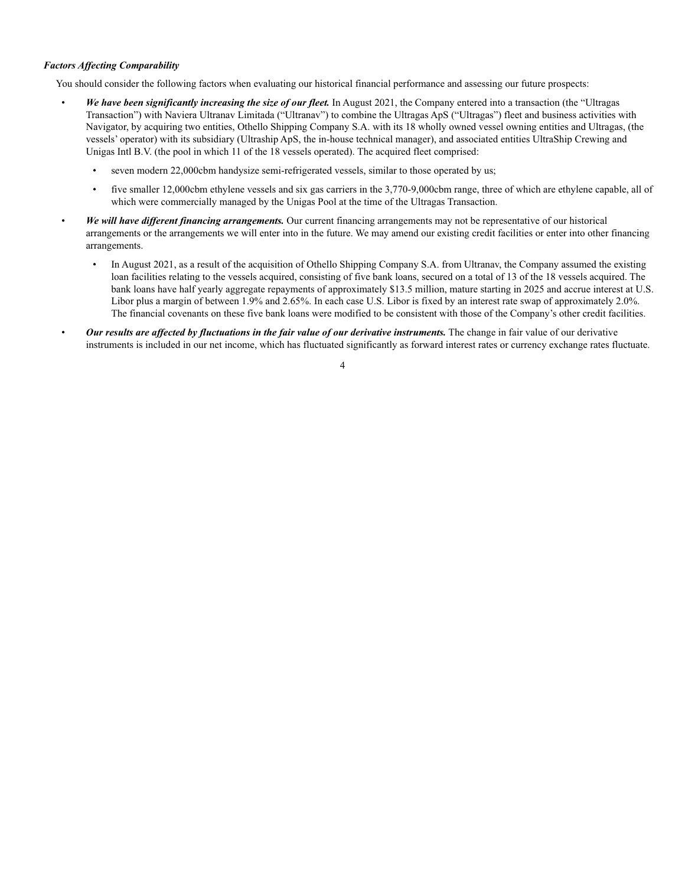***Factors Affecting Comparability***

You should consider the following factors when evaluating our historical financial performance and assessing our future prospects:

- ***We have been significantly increasing the size of our fleet.*** In August 2021, the Company entered into a transaction (the "Ultragas Transaction") with Naviera Ultranav Limitada ("Ultranav") to combine the Ultragas ApS ("Ultragas") fleet and business activities with Navigator, by acquiring two entities, Othello Shipping Company S.A. with its 18 wholly owned vessel owning entities and Ultragas, (the vessels' operator) with its subsidiary (Ultraship ApS, the in-house technical manager), and associated entities UltraShip Crewing and Unigas Intl B.V. (the pool in which 11 of the 18 vessels operated). The acquired fleet comprised:
  - seven modern 22,000cbm handysize semi-refrigerated vessels, similar to those operated by us;
  - five smaller 12,000cbm ethylene vessels and six gas carriers in the 3,770-9,000cbm range, three of which are ethylene capable, all of which were commercially managed by the Unigas Pool at the time of the Ultragas Transaction.
- ***We will have different financing arrangements.*** Our current financing arrangements may not be representative of our historical arrangements or the arrangements we will enter into in the future. We may amend our existing credit facilities or enter into other financing arrangements.
  - In August 2021, as a result of the acquisition of Othello Shipping Company S.A. from Ultranav, the Company assumed the existing loan facilities relating to the vessels acquired, consisting of five bank loans, secured on a total of 13 of the 18 vessels acquired. The bank loans have half yearly aggregate repayments of approximately $13.5 million, mature starting in 2025 and accrue interest at U.S. Libor plus a margin of between 1.9% and 2.65%. In each case U.S. Libor is fixed by an interest rate swap of approximately 2.0%. The financial covenants on these five bank loans were modified to be consistent with those of the Company's other credit facilities.
- ***Our results are affected by fluctuations in the fair value of our derivative instruments.*** The change in fair value of our derivative instruments is included in our net income, which has fluctuated significantly as forward interest rates or currency exchange rates fluctuate.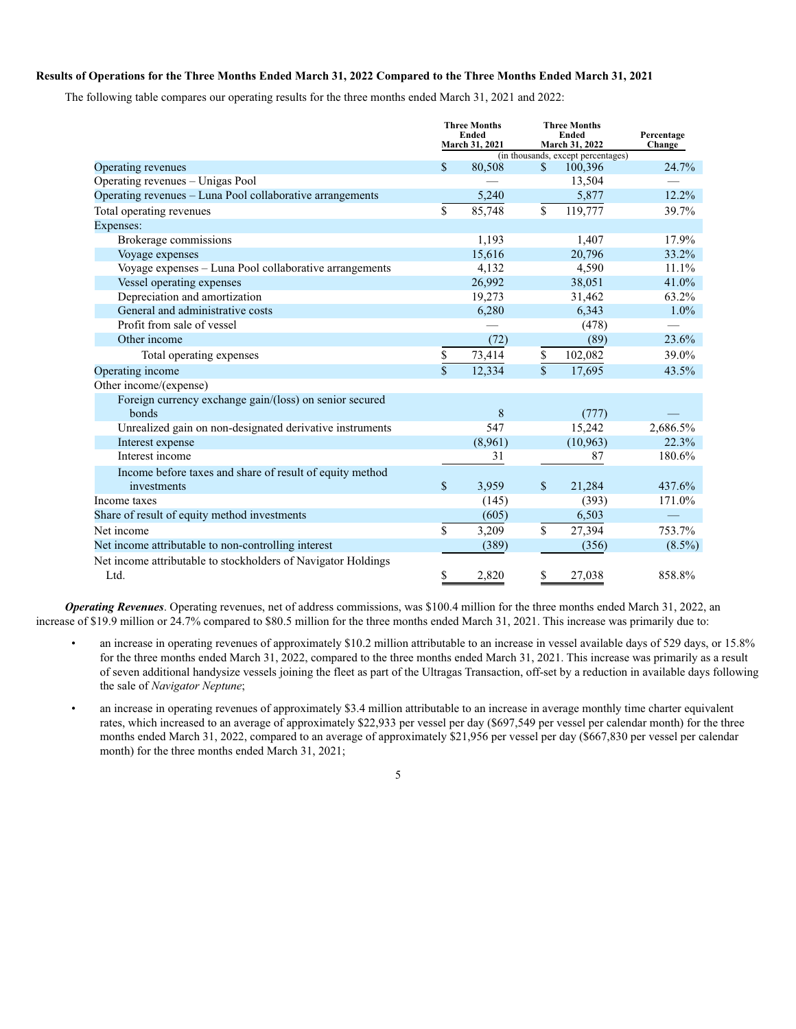**Results of Operations for the Three Months Ended March 31, 2022 Compared to the Three Months Ended March 31, 2021**

The following table compares our operating results for the three months ended March 31, 2021 and 2022:

| | Three Months Ended March 31, 2021 | Three Months Ended March 31, 2022 | Percentage Change |
|---|---|---|---|
| | (in thousands, except percentages) | | |
| Operating revenues | $ 80,508 | $ 100,396 | 24.7% |
| Operating revenues – Unigas Pool | — | 13,504 | — |
| Operating revenues – Luna Pool collaborative arrangements | 5,240 | 5,877 | 12.2% |
| Total operating revenues | $ 85,748 | $ 119,777 | 39.7% |
| Expenses: | | | |
| Brokerage commissions | 1,193 | 1,407 | 17.9% |
| Voyage expenses | 15,616 | 20,796 | 33.2% |
| Voyage expenses – Luna Pool collaborative arrangements | 4,132 | 4,590 | 11.1% |
| Vessel operating expenses | 26,992 | 38,051 | 41.0% |
| Depreciation and amortization | 19,273 | 31,462 | 63.2% |
| General and administrative costs | 6,280 | 6,343 | 1.0% |
| Profit from sale of vessel | — | (478) | — |
| Other income | (72) | (89) | 23.6% |
| Total operating expenses | $ 73,414 | $ 102,082 | 39.0% |
| Operating income | $ 12,334 | $ 17,695 | 43.5% |
| Other income/(expense) | | | |
| Foreign currency exchange gain/(loss) on senior secured bonds | 8 | (777) | — |
| Unrealized gain on non-designated derivative instruments | 547 | 15,242 | 2,686.5% |
| Interest expense | (8,961) | (10,963) | 22.3% |
| Interest income | 31 | 87 | 180.6% |
| Income before taxes and share of result of equity method investments | $ 3,959 | $ 21,284 | 437.6% |
| Income taxes | (145) | (393) | 171.0% |
| Share of result of equity method investments | (605) | 6,503 | — |
| Net income | $ 3,209 | $ 27,394 | 753.7% |
| Net income attributable to non-controlling interest | (389) | (356) | (8.5%) |
| Net income attributable to stockholders of Navigator Holdings Ltd. | $ 2,820 | $ 27,038 | 858.8% |

***Operating Revenues***. Operating revenues, net of address commissions, was $100.4 million for the three months ended March 31, 2022, an increase of $19.9 million or 24.7% compared to $80.5 million for the three months ended March 31, 2021. This increase was primarily due to:

- an increase in operating revenues of approximately $10.2 million attributable to an increase in vessel available days of 529 days, or 15.8% for the three months ended March 31, 2022, compared to the three months ended March 31, 2021. This increase was primarily as a result of seven additional handysize vessels joining the fleet as part of the Ultragas Transaction, off-set by a reduction in available days following the sale of *Navigator Neptune*;
- an increase in operating revenues of approximately $3.4 million attributable to an increase in average monthly time charter equivalent rates, which increased to an average of approximately $22,933 per vessel per day ($697,549 per vessel per calendar month) for the three months ended March 31, 2022, compared to an average of approximately $21,956 per vessel per day ($667,830 per vessel per calendar month) for the three months ended March 31, 2021;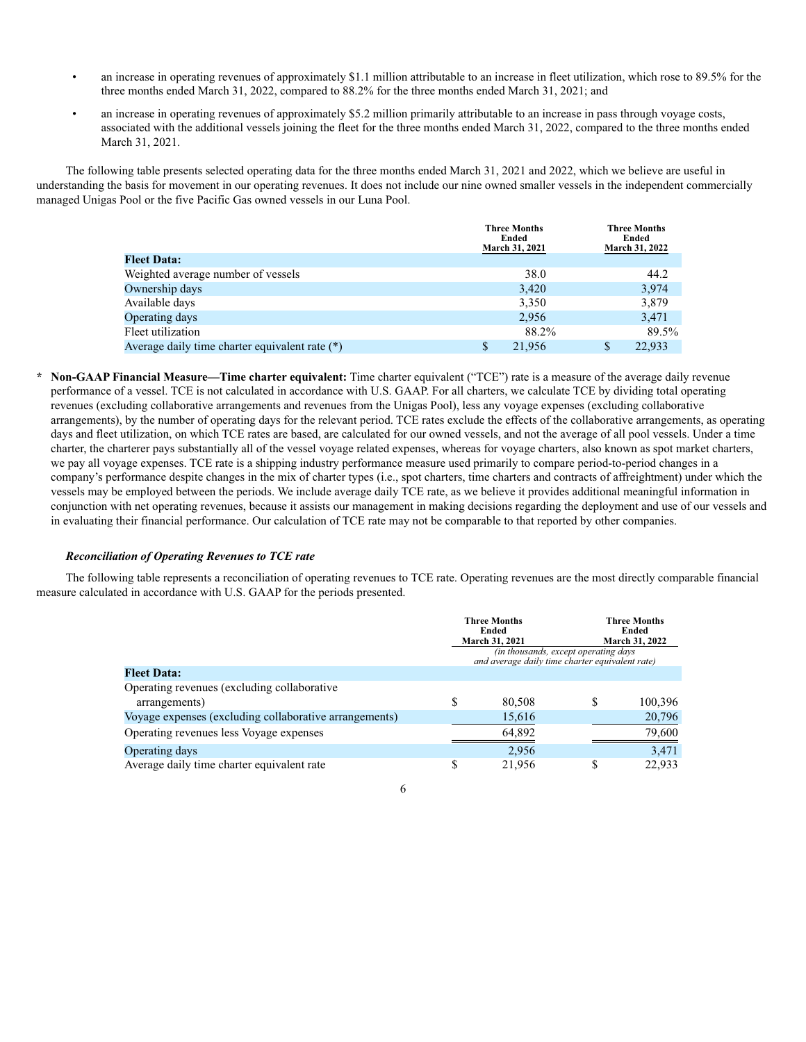- an increase in operating revenues of approximately $1.1 million attributable to an increase in fleet utilization, which rose to 89.5% for the three months ended March 31, 2022, compared to 88.2% for the three months ended March 31, 2021; and
- an increase in operating revenues of approximately $5.2 million primarily attributable to an increase in pass through voyage costs, associated with the additional vessels joining the fleet for the three months ended March 31, 2022, compared to the three months ended March 31, 2021.

The following table presents selected operating data for the three months ended March 31, 2021 and 2022, which we believe are useful in understanding the basis for movement in our operating revenues. It does not include our nine owned smaller vessels in the independent commercially managed Unigas Pool or the five Pacific Gas owned vessels in our Luna Pool.

| | Three Months Ended March 31, 2021 | Three Months Ended March 31, 2022 |
|---|---|---|
| **Fleet Data:** | | |
| Weighted average number of vessels | 38.0 | 44.2 |
| Ownership days | 3,420 | 3,974 |
| Available days | 3,350 | 3,879 |
| Operating days | 2,956 | 3,471 |
| Fleet utilization | 88.2% | 89.5% |
| Average daily time charter equivalent rate (*) | $ 21,956 | $ 22,933 |

\* **Non-GAAP Financial Measure—Time charter equivalent:** Time charter equivalent ("TCE") rate is a measure of the average daily revenue performance of a vessel. TCE is not calculated in accordance with U.S. GAAP. For all charters, we calculate TCE by dividing total operating revenues (excluding collaborative arrangements and revenues from the Unigas Pool), less any voyage expenses (excluding collaborative arrangements), by the number of operating days for the relevant period. TCE rates exclude the effects of the collaborative arrangements, as operating days and fleet utilization, on which TCE rates are based, are calculated for our owned vessels, and not the average of all pool vessels. Under a time charter, the charterer pays substantially all of the vessel voyage related expenses, whereas for voyage charters, also known as spot market charters, we pay all voyage expenses. TCE rate is a shipping industry performance measure used primarily to compare period-to-period changes in a company's performance despite changes in the mix of charter types (i.e., spot charters, time charters and contracts of affreightment) under which the vessels may be employed between the periods. We include average daily TCE rate, as we believe it provides additional meaningful information in conjunction with net operating revenues, because it assists our management in making decisions regarding the deployment and use of our vessels and in evaluating their financial performance. Our calculation of TCE rate may not be comparable to that reported by other companies.

***Reconciliation of Operating Revenues to TCE rate***

The following table represents a reconciliation of operating revenues to TCE rate. Operating revenues are the most directly comparable financial measure calculated in accordance with U.S. GAAP for the periods presented.

| | Three Months Ended March 31, 2021 | Three Months Ended March 31, 2022 |
|---|---|---|
| | *(in thousands, except operating days and average daily time charter equivalent rate)* | |
| **Fleet Data:** | | |
| Operating revenues (excluding collaborative arrangements) | $ 80,508 | $ 100,396 |
| Voyage expenses (excluding collaborative arrangements) | 15,616 | 20,796 |
| Operating revenues less Voyage expenses | 64,892 | 79,600 |
| Operating days | 2,956 | 3,471 |
| Average daily time charter equivalent rate | $ 21,956 | $ 22,933 |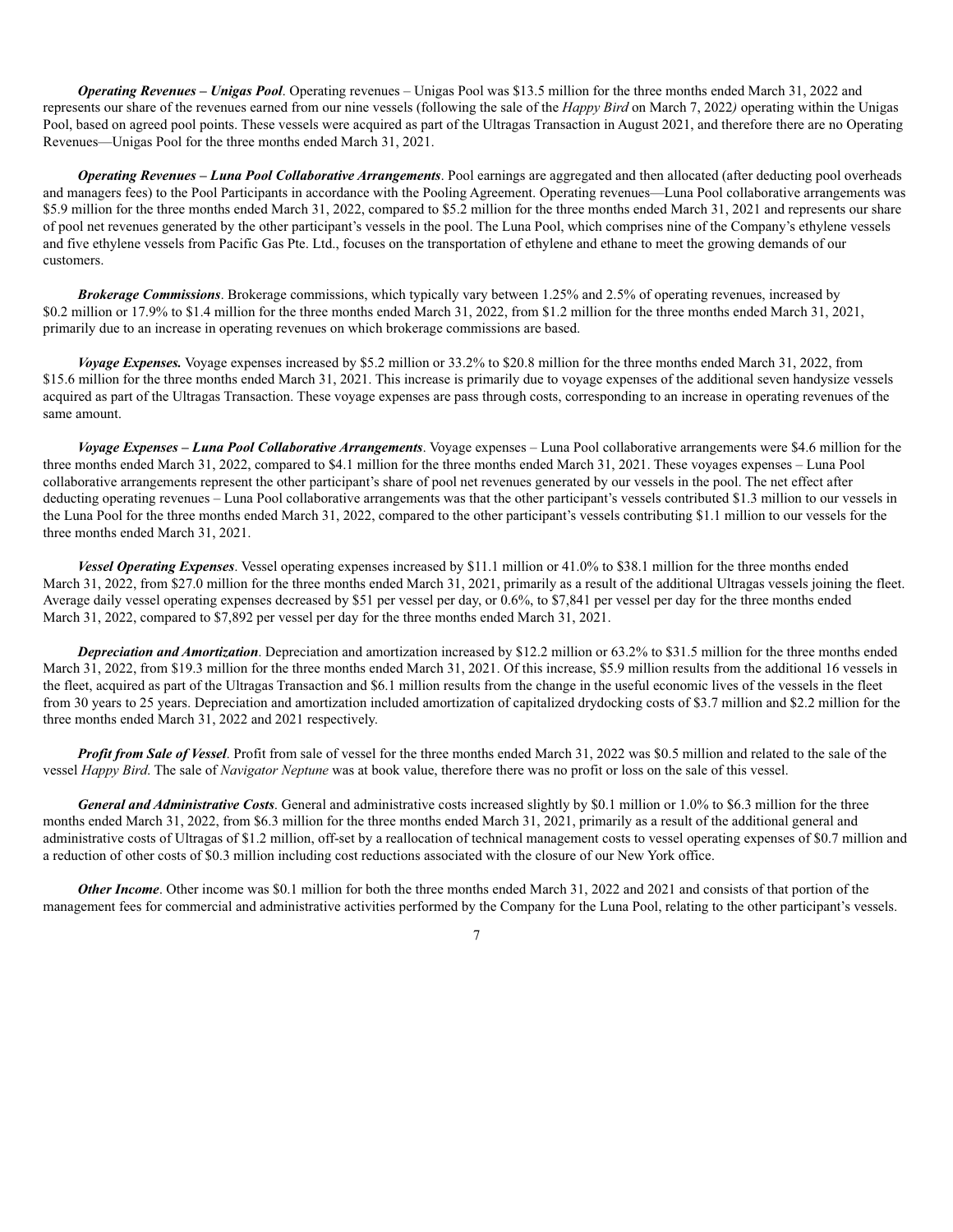***Operating Revenues – Unigas Pool***. Operating revenues – Unigas Pool was $13.5 million for the three months ended March 31, 2022 and represents our share of the revenues earned from our nine vessels (following the sale of the *Happy Bird* on March 7, 2022*)* operating within the Unigas Pool, based on agreed pool points. These vessels were acquired as part of the Ultragas Transaction in August 2021, and therefore there are no Operating Revenues—Unigas Pool for the three months ended March 31, 2021.

***Operating Revenues – Luna Pool Collaborative Arrangements***. Pool earnings are aggregated and then allocated (after deducting pool overheads and managers fees) to the Pool Participants in accordance with the Pooling Agreement. Operating revenues—Luna Pool collaborative arrangements was $5.9 million for the three months ended March 31, 2022, compared to $5.2 million for the three months ended March 31, 2021 and represents our share of pool net revenues generated by the other participant's vessels in the pool. The Luna Pool, which comprises nine of the Company's ethylene vessels and five ethylene vessels from Pacific Gas Pte. Ltd., focuses on the transportation of ethylene and ethane to meet the growing demands of our customers.

***Brokerage Commissions***. Brokerage commissions, which typically vary between 1.25% and 2.5% of operating revenues, increased by $0.2 million or 17.9% to $1.4 million for the three months ended March 31, 2022, from $1.2 million for the three months ended March 31, 2021, primarily due to an increase in operating revenues on which brokerage commissions are based.

***Voyage Expenses.*** Voyage expenses increased by $5.2 million or 33.2% to $20.8 million for the three months ended March 31, 2022, from $15.6 million for the three months ended March 31, 2021. This increase is primarily due to voyage expenses of the additional seven handysize vessels acquired as part of the Ultragas Transaction. These voyage expenses are pass through costs, corresponding to an increase in operating revenues of the same amount.

***Voyage Expenses – Luna Pool Collaborative Arrangements***. Voyage expenses – Luna Pool collaborative arrangements were $4.6 million for the three months ended March 31, 2022, compared to $4.1 million for the three months ended March 31, 2021. These voyages expenses – Luna Pool collaborative arrangements represent the other participant's share of pool net revenues generated by our vessels in the pool. The net effect after deducting operating revenues – Luna Pool collaborative arrangements was that the other participant's vessels contributed $1.3 million to our vessels in the Luna Pool for the three months ended March 31, 2022, compared to the other participant's vessels contributing $1.1 million to our vessels for the three months ended March 31, 2021.

***Vessel Operating Expenses***. Vessel operating expenses increased by $11.1 million or 41.0% to $38.1 million for the three months ended March 31, 2022, from $27.0 million for the three months ended March 31, 2021, primarily as a result of the additional Ultragas vessels joining the fleet. Average daily vessel operating expenses decreased by $51 per vessel per day, or 0.6%, to $7,841 per vessel per day for the three months ended March 31, 2022, compared to $7,892 per vessel per day for the three months ended March 31, 2021.

***Depreciation and Amortization***. Depreciation and amortization increased by $12.2 million or 63.2% to $31.5 million for the three months ended March 31, 2022, from $19.3 million for the three months ended March 31, 2021. Of this increase, $5.9 million results from the additional 16 vessels in the fleet, acquired as part of the Ultragas Transaction and $6.1 million results from the change in the useful economic lives of the vessels in the fleet from 30 years to 25 years. Depreciation and amortization included amortization of capitalized drydocking costs of $3.7 million and $2.2 million for the three months ended March 31, 2022 and 2021 respectively.

***Profit from Sale of Vessel***. Profit from sale of vessel for the three months ended March 31, 2022 was $0.5 million and related to the sale of the vessel *Happy Bird*. The sale of *Navigator Neptune* was at book value, therefore there was no profit or loss on the sale of this vessel.

***General and Administrative Costs***. General and administrative costs increased slightly by $0.1 million or 1.0% to $6.3 million for the three months ended March 31, 2022, from $6.3 million for the three months ended March 31, 2021, primarily as a result of the additional general and administrative costs of Ultragas of $1.2 million, off-set by a reallocation of technical management costs to vessel operating expenses of $0.7 million and a reduction of other costs of $0.3 million including cost reductions associated with the closure of our New York office.

***Other Income***. Other income was $0.1 million for both the three months ended March 31, 2022 and 2021 and consists of that portion of the management fees for commercial and administrative activities performed by the Company for the Luna Pool, relating to the other participant's vessels.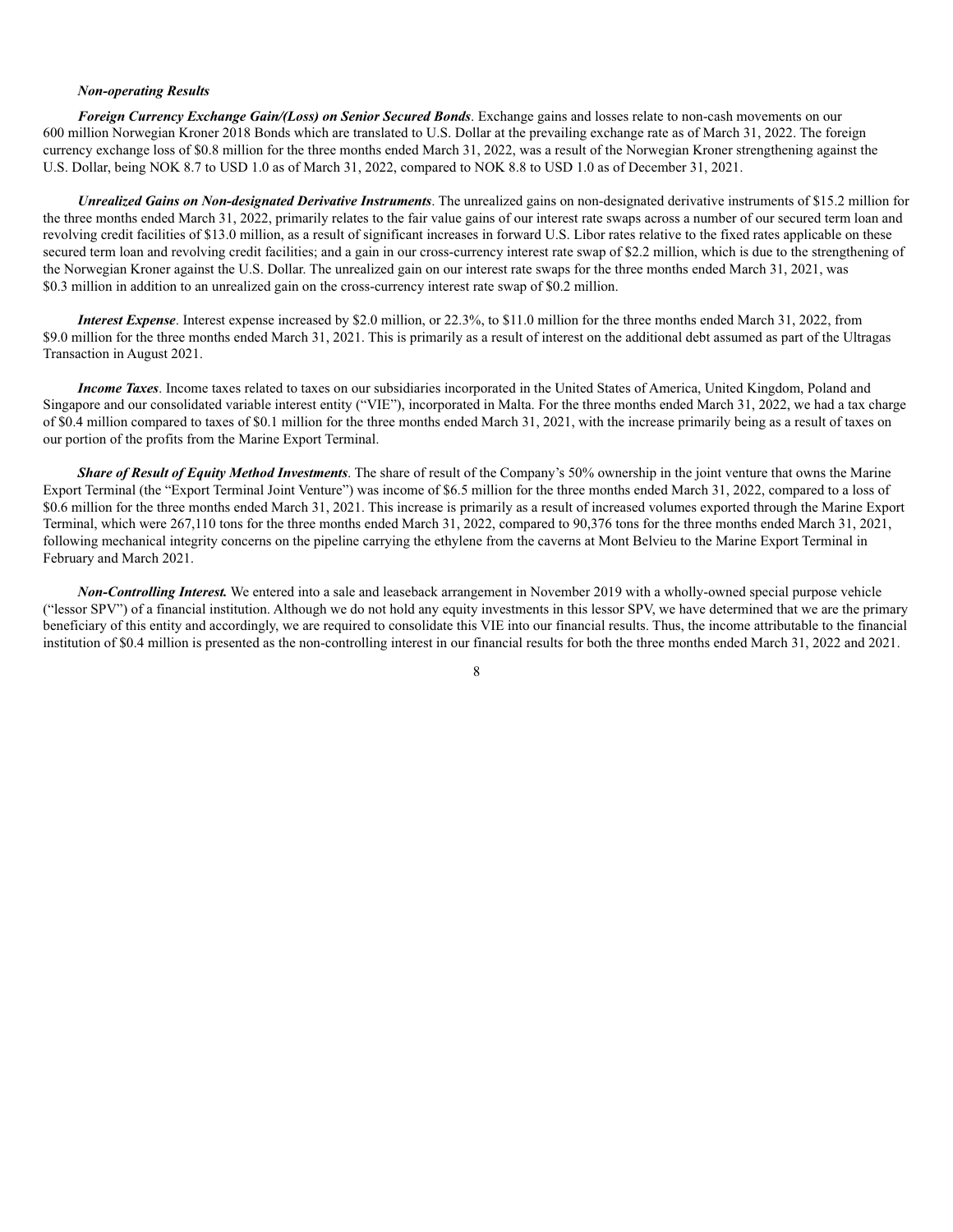*Non-operating Results*

***Foreign Currency Exchange Gain/(Loss) on Senior Secured Bonds***. Exchange gains and losses relate to non-cash movements on our 600 million Norwegian Kroner 2018 Bonds which are translated to U.S. Dollar at the prevailing exchange rate as of March 31, 2022. The foreign currency exchange loss of $0.8 million for the three months ended March 31, 2022, was a result of the Norwegian Kroner strengthening against the U.S. Dollar, being NOK 8.7 to USD 1.0 as of March 31, 2022, compared to NOK 8.8 to USD 1.0 as of December 31, 2021.

***Unrealized Gains on Non-designated Derivative Instruments***. The unrealized gains on non-designated derivative instruments of $15.2 million for the three months ended March 31, 2022, primarily relates to the fair value gains of our interest rate swaps across a number of our secured term loan and revolving credit facilities of $13.0 million, as a result of significant increases in forward U.S. Libor rates relative to the fixed rates applicable on these secured term loan and revolving credit facilities; and a gain in our cross-currency interest rate swap of $2.2 million, which is due to the strengthening of the Norwegian Kroner against the U.S. Dollar. The unrealized gain on our interest rate swaps for the three months ended March 31, 2021, was $0.3 million in addition to an unrealized gain on the cross-currency interest rate swap of $0.2 million.

***Interest Expense***. Interest expense increased by $2.0 million, or 22.3%, to $11.0 million for the three months ended March 31, 2022, from $9.0 million for the three months ended March 31, 2021. This is primarily as a result of interest on the additional debt assumed as part of the Ultragas Transaction in August 2021.

***Income Taxes***. Income taxes related to taxes on our subsidiaries incorporated in the United States of America, United Kingdom, Poland and Singapore and our consolidated variable interest entity ("VIE"), incorporated in Malta. For the three months ended March 31, 2022, we had a tax charge of $0.4 million compared to taxes of $0.1 million for the three months ended March 31, 2021, with the increase primarily being as a result of taxes on our portion of the profits from the Marine Export Terminal.

***Share of Result of Equity Method Investments***. The share of result of the Company's 50% ownership in the joint venture that owns the Marine Export Terminal (the "Export Terminal Joint Venture") was income of $6.5 million for the three months ended March 31, 2022, compared to a loss of $0.6 million for the three months ended March 31, 2021. This increase is primarily as a result of increased volumes exported through the Marine Export Terminal, which were 267,110 tons for the three months ended March 31, 2022, compared to 90,376 tons for the three months ended March 31, 2021, following mechanical integrity concerns on the pipeline carrying the ethylene from the caverns at Mont Belvieu to the Marine Export Terminal in February and March 2021.

***Non-Controlling Interest.*** We entered into a sale and leaseback arrangement in November 2019 with a wholly-owned special purpose vehicle ("lessor SPV") of a financial institution. Although we do not hold any equity investments in this lessor SPV, we have determined that we are the primary beneficiary of this entity and accordingly, we are required to consolidate this VIE into our financial results. Thus, the income attributable to the financial institution of $0.4 million is presented as the non-controlling interest in our financial results for both the three months ended March 31, 2022 and 2021.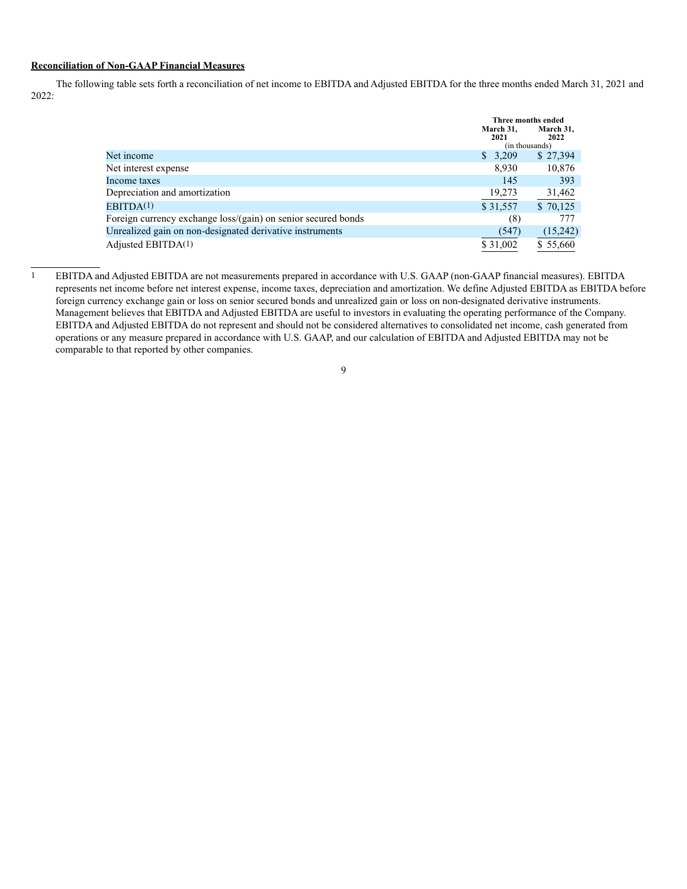**Reconciliation of Non-GAAP Financial Measures**

The following table sets forth a reconciliation of net income to EBITDA and Adjusted EBITDA for the three months ended March 31, 2021 and 2022:

| | Three months ended | |
|---|---|---|
| | March 31, 2021 | March 31, 2022 |
| | (in thousands) | |
| Net income | $ 3,209 | $ 27,394 |
| Net interest expense | 8,930 | 10,876 |
| Income taxes | 145 | 393 |
| Depreciation and amortization | 19,273 | 31,462 |
| EBITDA(1) | $ 31,557 | $ 70,125 |
| Foreign currency exchange loss/(gain) on senior secured bonds | (8) | 777 |
| Unrealized gain on non-designated derivative instruments | (547) | (15,242) |
| Adjusted EBITDA(1) | $ 31,002 | $ 55,660 |

1 EBITDA and Adjusted EBITDA are not measurements prepared in accordance with U.S. GAAP (non-GAAP financial measures). EBITDA represents net income before net interest expense, income taxes, depreciation and amortization. We define Adjusted EBITDA as EBITDA before foreign currency exchange gain or loss on senior secured bonds and unrealized gain or loss on non-designated derivative instruments. Management believes that EBITDA and Adjusted EBITDA are useful to investors in evaluating the operating performance of the Company. EBITDA and Adjusted EBITDA do not represent and should not be considered alternatives to consolidated net income, cash generated from operations or any measure prepared in accordance with U.S. GAAP, and our calculation of EBITDA and Adjusted EBITDA may not be comparable to that reported by other companies.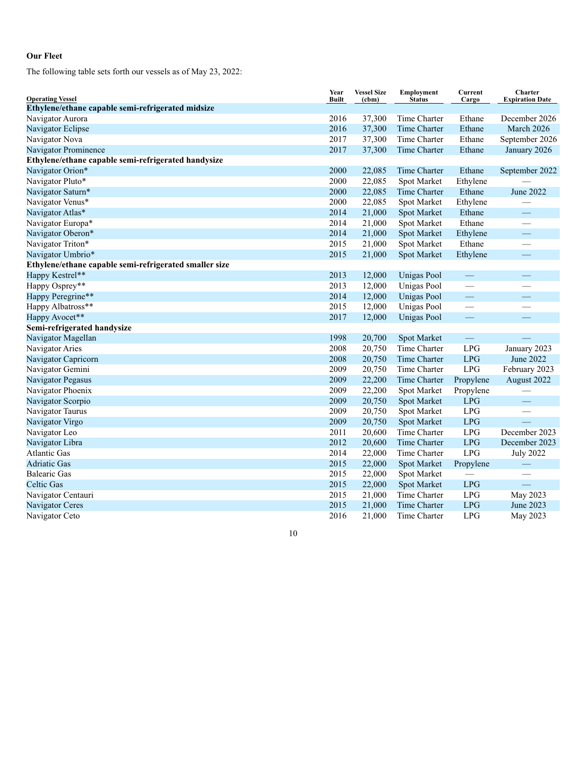**Our Fleet**

The following table sets forth our vessels as of May 23, 2022:

| Operating Vessel | Year Built | Vessel Size (cbm) | Employment Status | Current Cargo | Charter Expiration Date |
|---|---|---|---|---|---|
| **Ethylene/ethane capable semi-refrigerated midsize** | | | | | |
| Navigator Aurora | 2016 | 37,300 | Time Charter | Ethane | December 2026 |
| Navigator Eclipse | 2016 | 37,300 | Time Charter | Ethane | March 2026 |
| Navigator Nova | 2017 | 37,300 | Time Charter | Ethane | September 2026 |
| Navigator Prominence | 2017 | 37,300 | Time Charter | Ethane | January 2026 |
| **Ethylene/ethane capable semi-refrigerated handysize** | | | | | |
| Navigator Orion* | 2000 | 22,085 | Time Charter | Ethane | September 2022 |
| Navigator Pluto* | 2000 | 22,085 | Spot Market | Ethylene | — |
| Navigator Saturn* | 2000 | 22,085 | Time Charter | Ethane | June 2022 |
| Navigator Venus* | 2000 | 22,085 | Spot Market | Ethylene | — |
| Navigator Atlas* | 2014 | 21,000 | Spot Market | Ethane | — |
| Navigator Europa* | 2014 | 21,000 | Spot Market | Ethane | — |
| Navigator Oberon* | 2014 | 21,000 | Spot Market | Ethylene | — |
| Navigator Triton* | 2015 | 21,000 | Spot Market | Ethane | — |
| Navigator Umbrio* | 2015 | 21,000 | Spot Market | Ethylene | — |
| **Ethylene/ethane capable semi-refrigerated smaller size** | | | | | |
| Happy Kestrel** | 2013 | 12,000 | Unigas Pool | — | — |
| Happy Osprey** | 2013 | 12,000 | Unigas Pool | — | — |
| Happy Peregrine** | 2014 | 12,000 | Unigas Pool | — | — |
| Happy Albatross** | 2015 | 12,000 | Unigas Pool | — | — |
| Happy Avocet** | 2017 | 12,000 | Unigas Pool | — | — |
| **Semi-refrigerated handysize** | | | | | |
| Navigator Magellan | 1998 | 20,700 | Spot Market | — | — |
| Navigator Aries | 2008 | 20,750 | Time Charter | LPG | January 2023 |
| Navigator Capricorn | 2008 | 20,750 | Time Charter | LPG | June 2022 |
| Navigator Gemini | 2009 | 20,750 | Time Charter | LPG | February 2023 |
| Navigator Pegasus | 2009 | 22,200 | Time Charter | Propylene | August 2022 |
| Navigator Phoenix | 2009 | 22,200 | Spot Market | Propylene | — |
| Navigator Scorpio | 2009 | 20,750 | Spot Market | LPG | — |
| Navigator Taurus | 2009 | 20,750 | Spot Market | LPG | — |
| Navigator Virgo | 2009 | 20,750 | Spot Market | LPG | — |
| Navigator Leo | 2011 | 20,600 | Time Charter | LPG | December 2023 |
| Navigator Libra | 2012 | 20,600 | Time Charter | LPG | December 2023 |
| Atlantic Gas | 2014 | 22,000 | Time Charter | LPG | July 2022 |
| Adriatic Gas | 2015 | 22,000 | Spot Market | Propylene | — |
| Balearic Gas | 2015 | 22,000 | Spot Market | — | — |
| Celtic Gas | 2015 | 22,000 | Spot Market | LPG | — |
| Navigator Centauri | 2015 | 21,000 | Time Charter | LPG | May 2023 |
| Navigator Ceres | 2015 | 21,000 | Time Charter | LPG | June 2023 |
| Navigator Ceto | 2016 | 21,000 | Time Charter | LPG | May 2023 |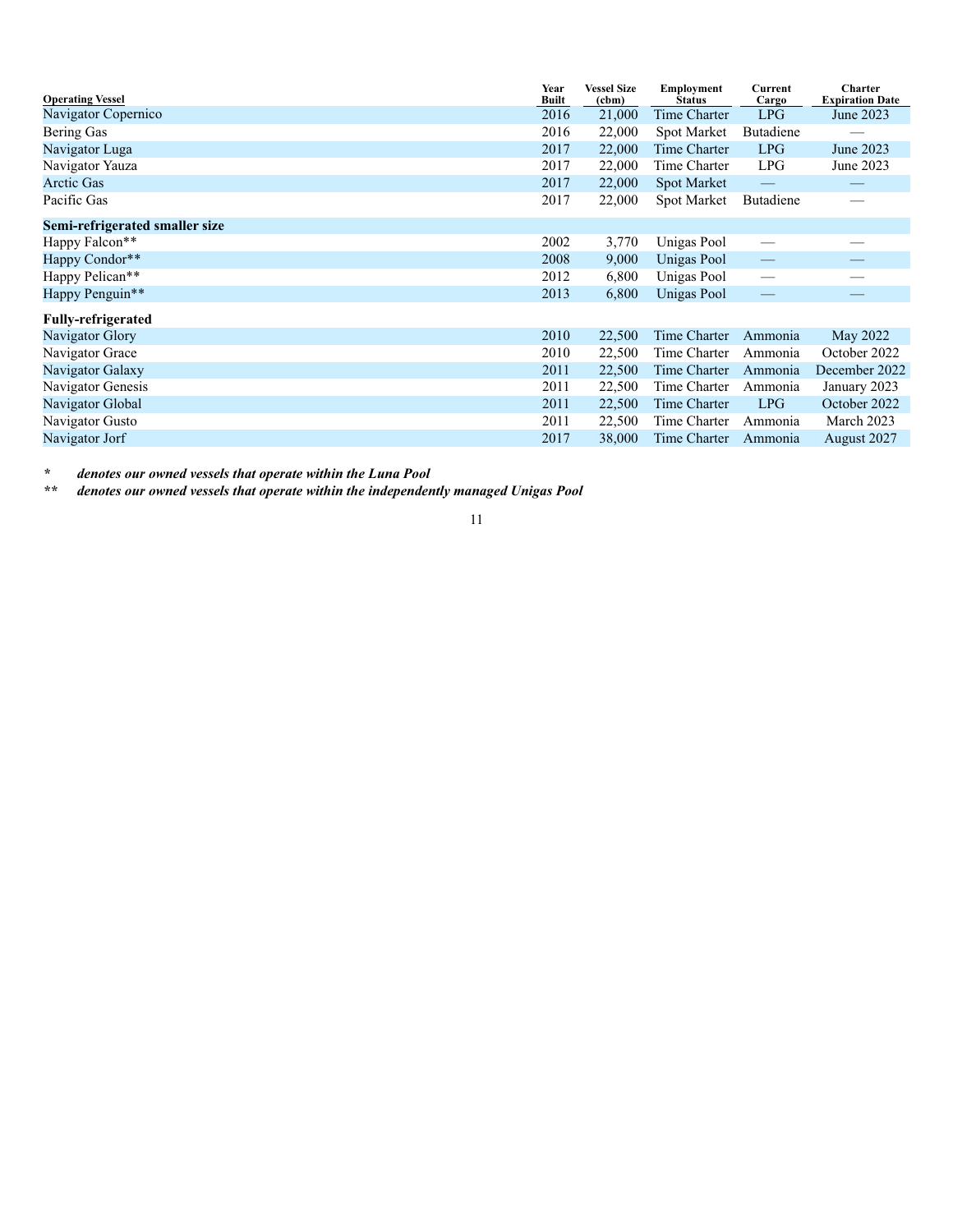| Operating Vessel | Year Built | Vessel Size (cbm) | Employment Status | Current Cargo | Charter Expiration Date |
|---|---|---|---|---|---|
| Navigator Copernico | 2016 | 21,000 | Time Charter | LPG | June 2023 |
| Bering Gas | 2016 | 22,000 | Spot Market | Butadiene | — |
| Navigator Luga | 2017 | 22,000 | Time Charter | LPG | June 2023 |
| Navigator Yauza | 2017 | 22,000 | Time Charter | LPG | June 2023 |
| Arctic Gas | 2017 | 22,000 | Spot Market | — | — |
| Pacific Gas | 2017 | 22,000 | Spot Market | Butadiene | — |
| **Semi-refrigerated smaller size** | | | | | |
| Happy Falcon** | 2002 | 3,770 | Unigas Pool | — | — |
| Happy Condor** | 2008 | 9,000 | Unigas Pool | — | — |
| Happy Pelican** | 2012 | 6,800 | Unigas Pool | — | — |
| Happy Penguin** | 2013 | 6,800 | Unigas Pool | — | — |
| **Fully-refrigerated** | | | | | |
| Navigator Glory | 2010 | 22,500 | Time Charter | Ammonia | May 2022 |
| Navigator Grace | 2010 | 22,500 | Time Charter | Ammonia | October 2022 |
| Navigator Galaxy | 2011 | 22,500 | Time Charter | Ammonia | December 2022 |
| Navigator Genesis | 2011 | 22,500 | Time Charter | Ammonia | January 2023 |
| Navigator Global | 2011 | 22,500 | Time Charter | LPG | October 2022 |
| Navigator Gusto | 2011 | 22,500 | Time Charter | Ammonia | March 2023 |
| Navigator Jorf | 2017 | 38,000 | Time Charter | Ammonia | August 2027 |

\* *denotes our owned vessels that operate within the Luna Pool*

\*\* *denotes our owned vessels that operate within the independently managed Unigas Pool*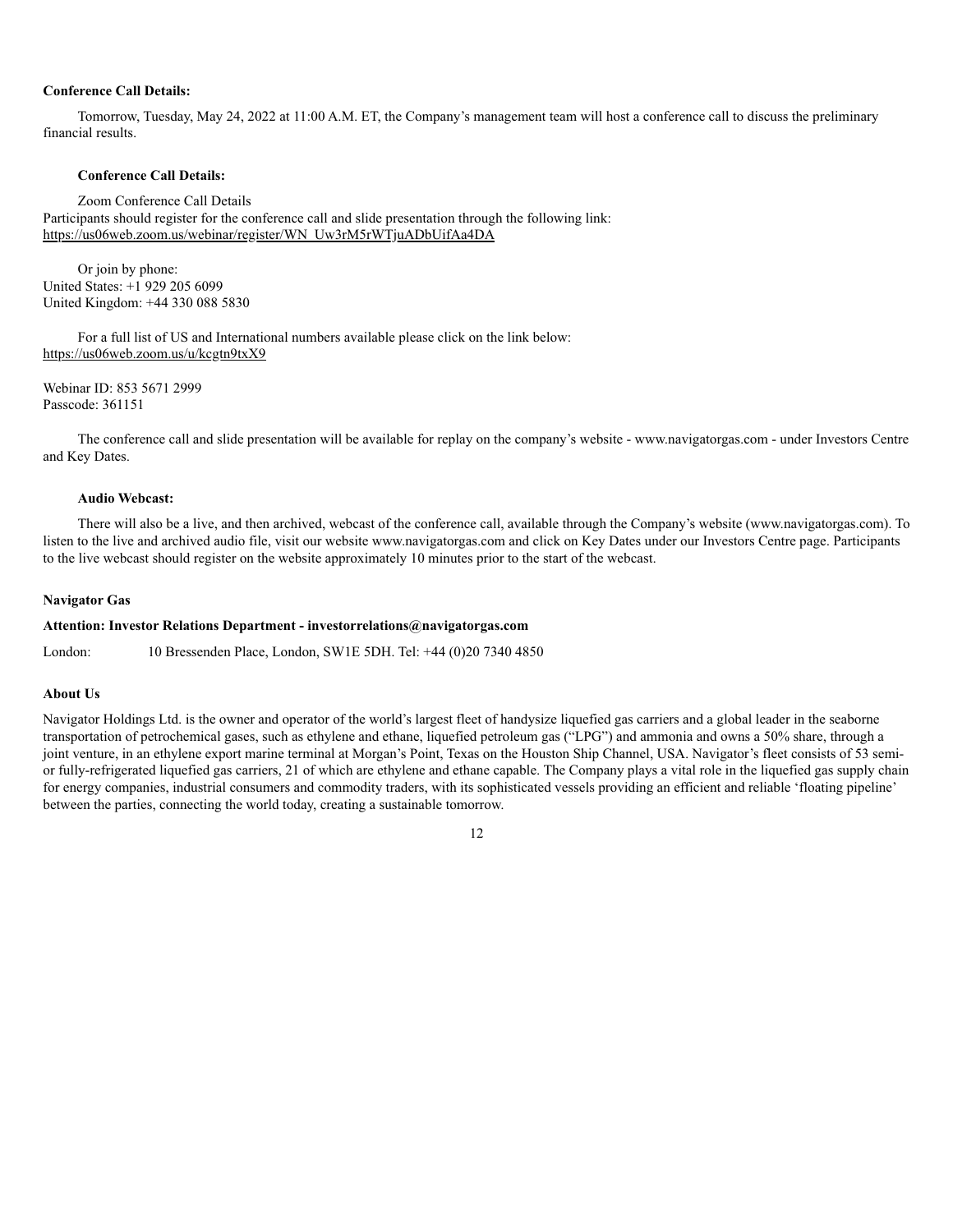**Conference Call Details:**

Tomorrow, Tuesday, May 24, 2022 at 11:00 A.M. ET, the Company's management team will host a conference call to discuss the preliminary financial results.

**Conference Call Details:**

Zoom Conference Call Details
Participants should register for the conference call and slide presentation through the following link:
https://us06web.zoom.us/webinar/register/WN_Uw3rM5rWTjuADbUifAa4DA

Or join by phone:
United States: +1 929 205 6099
United Kingdom: +44 330 088 5830

For a full list of US and International numbers available please click on the link below:
https://us06web.zoom.us/u/kcgtn9txX9

Webinar ID: 853 5671 2999
Passcode: 361151

The conference call and slide presentation will be available for replay on the company's website - www.navigatorgas.com - under Investors Centre and Key Dates.

**Audio Webcast:**

There will also be a live, and then archived, webcast of the conference call, available through the Company's website (www.navigatorgas.com). To listen to the live and archived audio file, visit our website www.navigatorgas.com and click on Key Dates under our Investors Centre page. Participants to the live webcast should register on the website approximately 10 minutes prior to the start of the webcast.

**Navigator Gas**

**Attention: Investor Relations Department - investorrelations@navigatorgas.com**

London: 10 Bressenden Place, London, SW1E 5DH. Tel: +44 (0)20 7340 4850

**About Us**

Navigator Holdings Ltd. is the owner and operator of the world's largest fleet of handysize liquefied gas carriers and a global leader in the seaborne transportation of petrochemical gases, such as ethylene and ethane, liquefied petroleum gas ("LPG") and ammonia and owns a 50% share, through a joint venture, in an ethylene export marine terminal at Morgan's Point, Texas on the Houston Ship Channel, USA. Navigator's fleet consists of 53 semi- or fully-refrigerated liquefied gas carriers, 21 of which are ethylene and ethane capable. The Company plays a vital role in the liquefied gas supply chain for energy companies, industrial consumers and commodity traders, with its sophisticated vessels providing an efficient and reliable 'floating pipeline' between the parties, connecting the world today, creating a sustainable tomorrow.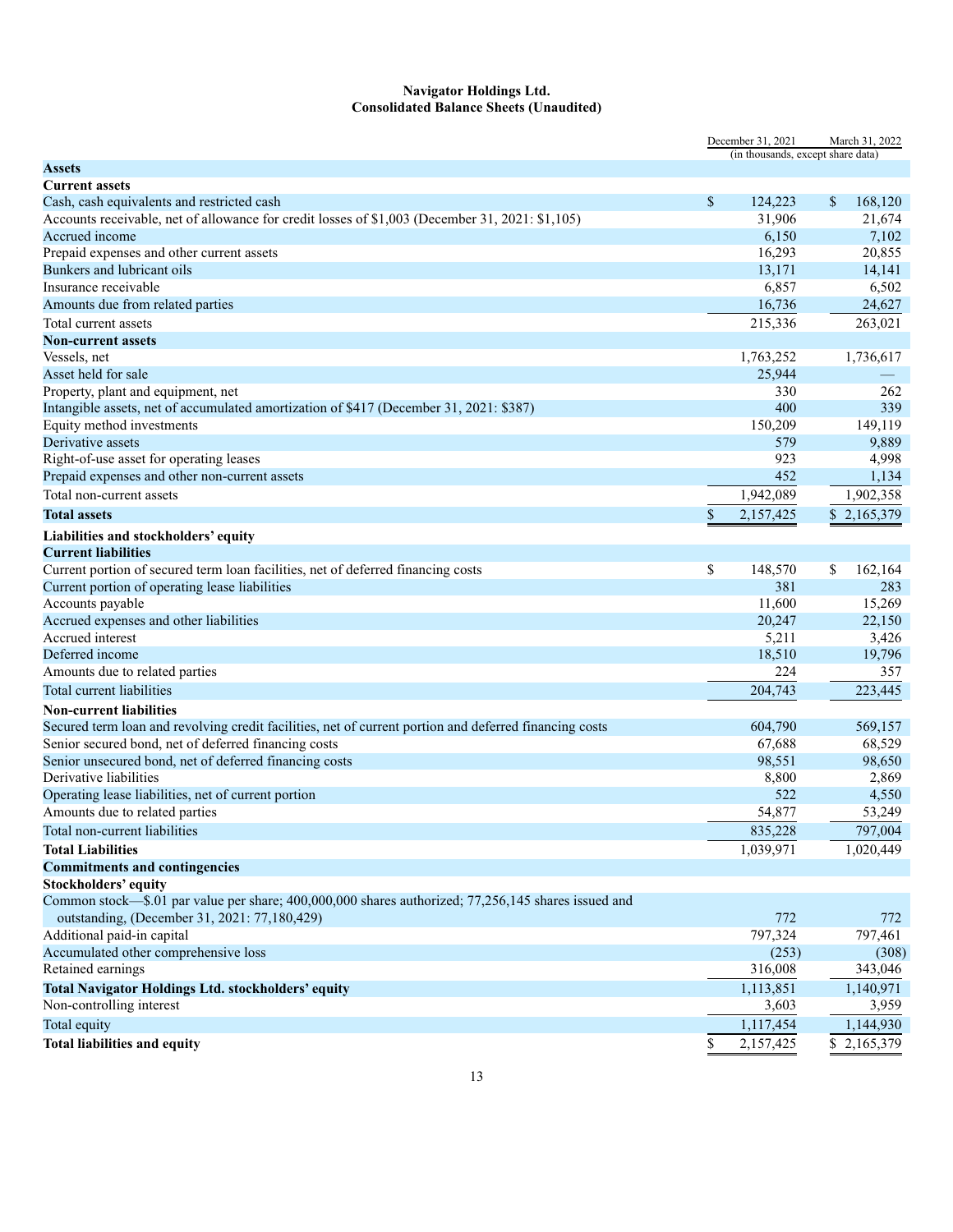**Navigator Holdings Ltd.**
**Consolidated Balance Sheets (Unaudited)**

| | December 31, 2021 | March 31, 2022 |
|---|---|---|
| | (in thousands, except share data) | |
| **Assets** | | |
| **Current assets** | | |
| Cash, cash equivalents and restricted cash | $ 124,223 | $ 168,120 |
| Accounts receivable, net of allowance for credit losses of $1,003 (December 31, 2021: $1,105) | 31,906 | 21,674 |
| Accrued income | 6,150 | 7,102 |
| Prepaid expenses and other current assets | 16,293 | 20,855 |
| Bunkers and lubricant oils | 13,171 | 14,141 |
| Insurance receivable | 6,857 | 6,502 |
| Amounts due from related parties | 16,736 | 24,627 |
| Total current assets | 215,336 | 263,021 |
| **Non-current assets** | | |
| Vessels, net | 1,763,252 | 1,736,617 |
| Asset held for sale | 25,944 | — |
| Property, plant and equipment, net | 330 | 262 |
| Intangible assets, net of accumulated amortization of $417 (December 31, 2021: $387) | 400 | 339 |
| Equity method investments | 150,209 | 149,119 |
| Derivative assets | 579 | 9,889 |
| Right-of-use asset for operating leases | 923 | 4,998 |
| Prepaid expenses and other non-current assets | 452 | 1,134 |
| Total non-current assets | 1,942,089 | 1,902,358 |
| **Total assets** | $ 2,157,425 | $ 2,165,379 |
| **Liabilities and stockholders' equity** | | |
| **Current liabilities** | | |
| Current portion of secured term loan facilities, net of deferred financing costs | $ 148,570 | $ 162,164 |
| Current portion of operating lease liabilities | 381 | 283 |
| Accounts payable | 11,600 | 15,269 |
| Accrued expenses and other liabilities | 20,247 | 22,150 |
| Accrued interest | 5,211 | 3,426 |
| Deferred income | 18,510 | 19,796 |
| Amounts due to related parties | 224 | 357 |
| Total current liabilities | 204,743 | 223,445 |
| **Non-current liabilities** | | |
| Secured term loan and revolving credit facilities, net of current portion and deferred financing costs | 604,790 | 569,157 |
| Senior secured bond, net of deferred financing costs | 67,688 | 68,529 |
| Senior unsecured bond, net of deferred financing costs | 98,551 | 98,650 |
| Derivative liabilities | 8,800 | 2,869 |
| Operating lease liabilities, net of current portion | 522 | 4,550 |
| Amounts due to related parties | 54,877 | 53,249 |
| Total non-current liabilities | 835,228 | 797,004 |
| **Total Liabilities** | 1,039,971 | 1,020,449 |
| **Commitments and contingencies** | | |
| **Stockholders' equity** | | |
| Common stock—$.01 par value per share; 400,000,000 shares authorized; 77,256,145 shares issued and outstanding, (December 31, 2021: 77,180,429) | 772 | 772 |
| Additional paid-in capital | 797,324 | 797,461 |
| Accumulated other comprehensive loss | (253) | (308) |
| Retained earnings | 316,008 | 343,046 |
| **Total Navigator Holdings Ltd. stockholders' equity** | 1,113,851 | 1,140,971 |
| Non-controlling interest | 3,603 | 3,959 |
| Total equity | 1,117,454 | 1,144,930 |
| **Total liabilities and equity** | $ 2,157,425 | $ 2,165,379 |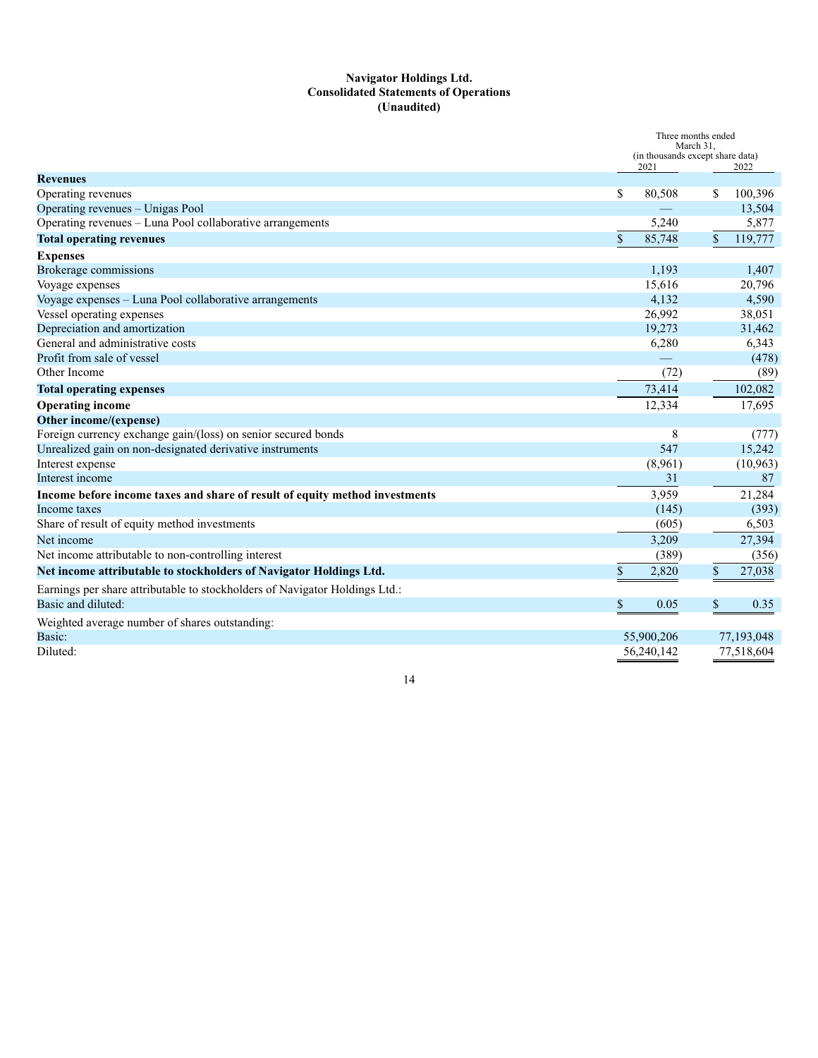**Navigator Holdings Ltd.**
**Consolidated Statements of Operations**
**(Unaudited)**

| | Three months ended March 31, (in thousands except share data) | |
|---|---|---|
| | 2021 | 2022 |
| **Revenues** | | |
| Operating revenues | $ 80,508 | $ 100,396 |
| Operating revenues – Unigas Pool | — | 13,504 |
| Operating revenues – Luna Pool collaborative arrangements | 5,240 | 5,877 |
| **Total operating revenues** | $ 85,748 | $ 119,777 |
| **Expenses** | | |
| Brokerage commissions | 1,193 | 1,407 |
| Voyage expenses | 15,616 | 20,796 |
| Voyage expenses – Luna Pool collaborative arrangements | 4,132 | 4,590 |
| Vessel operating expenses | 26,992 | 38,051 |
| Depreciation and amortization | 19,273 | 31,462 |
| General and administrative costs | 6,280 | 6,343 |
| Profit from sale of vessel | — | (478) |
| Other Income | (72) | (89) |
| **Total operating expenses** | 73,414 | 102,082 |
| **Operating income** | 12,334 | 17,695 |
| **Other income/(expense)** | | |
| Foreign currency exchange gain/(loss) on senior secured bonds | 8 | (777) |
| Unrealized gain on non-designated derivative instruments | 547 | 15,242 |
| Interest expense | (8,961) | (10,963) |
| Interest income | 31 | 87 |
| **Income before income taxes and share of result of equity method investments** | 3,959 | 21,284 |
| Income taxes | (145) | (393) |
| Share of result of equity method investments | (605) | 6,503 |
| Net income | 3,209 | 27,394 |
| Net income attributable to non-controlling interest | (389) | (356) |
| **Net income attributable to stockholders of Navigator Holdings Ltd.** | $ 2,820 | $ 27,038 |
| Earnings per share attributable to stockholders of Navigator Holdings Ltd.: | | |
| Basic and diluted: | $ 0.05 | $ 0.35 |
| Weighted average number of shares outstanding: | | |
| Basic: | 55,900,206 | 77,193,048 |
| Diluted: | 56,240,142 | 77,518,604 |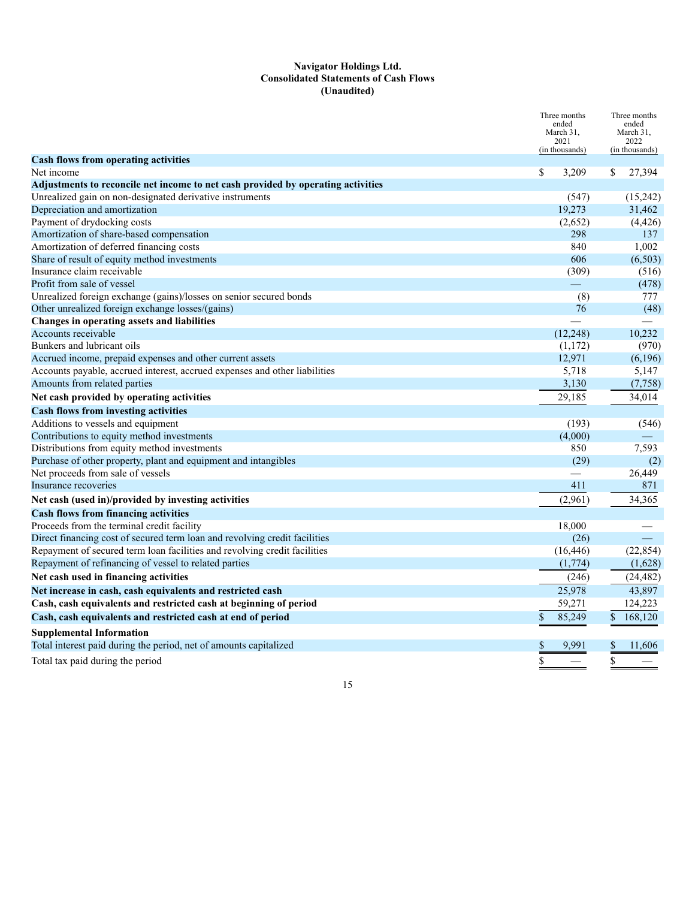**Navigator Holdings Ltd.**
**Consolidated Statements of Cash Flows**
**(Unaudited)**

| | Three months ended March 31, 2021 (in thousands) | Three months ended March 31, 2022 (in thousands) |
|---|---|---|
| **Cash flows from operating activities** | | |
| Net income | $ 3,209 | $ 27,394 |
| **Adjustments to reconcile net income to net cash provided by operating activities** | | |
| Unrealized gain on non-designated derivative instruments | (547) | (15,242) |
| Depreciation and amortization | 19,273 | 31,462 |
| Payment of drydocking costs | (2,652) | (4,426) |
| Amortization of share-based compensation | 298 | 137 |
| Amortization of deferred financing costs | 840 | 1,002 |
| Share of result of equity method investments | 606 | (6,503) |
| Insurance claim receivable | (309) | (516) |
| Profit from sale of vessel | — | (478) |
| Unrealized foreign exchange (gains)/losses on senior secured bonds | (8) | 777 |
| Other unrealized foreign exchange losses/(gains) | 76 | (48) |
| **Changes in operating assets and liabilities** | — | — |
| Accounts receivable | (12,248) | 10,232 |
| Bunkers and lubricant oils | (1,172) | (970) |
| Accrued income, prepaid expenses and other current assets | 12,971 | (6,196) |
| Accounts payable, accrued interest, accrued expenses and other liabilities | 5,718 | 5,147 |
| Amounts from related parties | 3,130 | (7,758) |
| **Net cash provided by operating activities** | 29,185 | 34,014 |
| **Cash flows from investing activities** | | |
| Additions to vessels and equipment | (193) | (546) |
| Contributions to equity method investments | (4,000) | — |
| Distributions from equity method investments | 850 | 7,593 |
| Purchase of other property, plant and equipment and intangibles | (29) | (2) |
| Net proceeds from sale of vessels | — | 26,449 |
| Insurance recoveries | 411 | 871 |
| **Net cash (used in)/provided by investing activities** | (2,961) | 34,365 |
| **Cash flows from financing activities** | | |
| Proceeds from the terminal credit facility | 18,000 | — |
| Direct financing cost of secured term loan and revolving credit facilities | (26) | — |
| Repayment of secured term loan facilities and revolving credit facilities | (16,446) | (22,854) |
| Repayment of refinancing of vessel to related parties | (1,774) | (1,628) |
| **Net cash used in financing activities** | (246) | (24,482) |
| **Net increase in cash, cash equivalents and restricted cash** | 25,978 | 43,897 |
| **Cash, cash equivalents and restricted cash at beginning of period** | 59,271 | 124,223 |
| **Cash, cash equivalents and restricted cash at end of period** | $ 85,249 | $ 168,120 |
| **Supplemental Information** | | |
| Total interest paid during the period, net of amounts capitalized | $ 9,991 | $ 11,606 |
| Total tax paid during the period | $ — | $ — |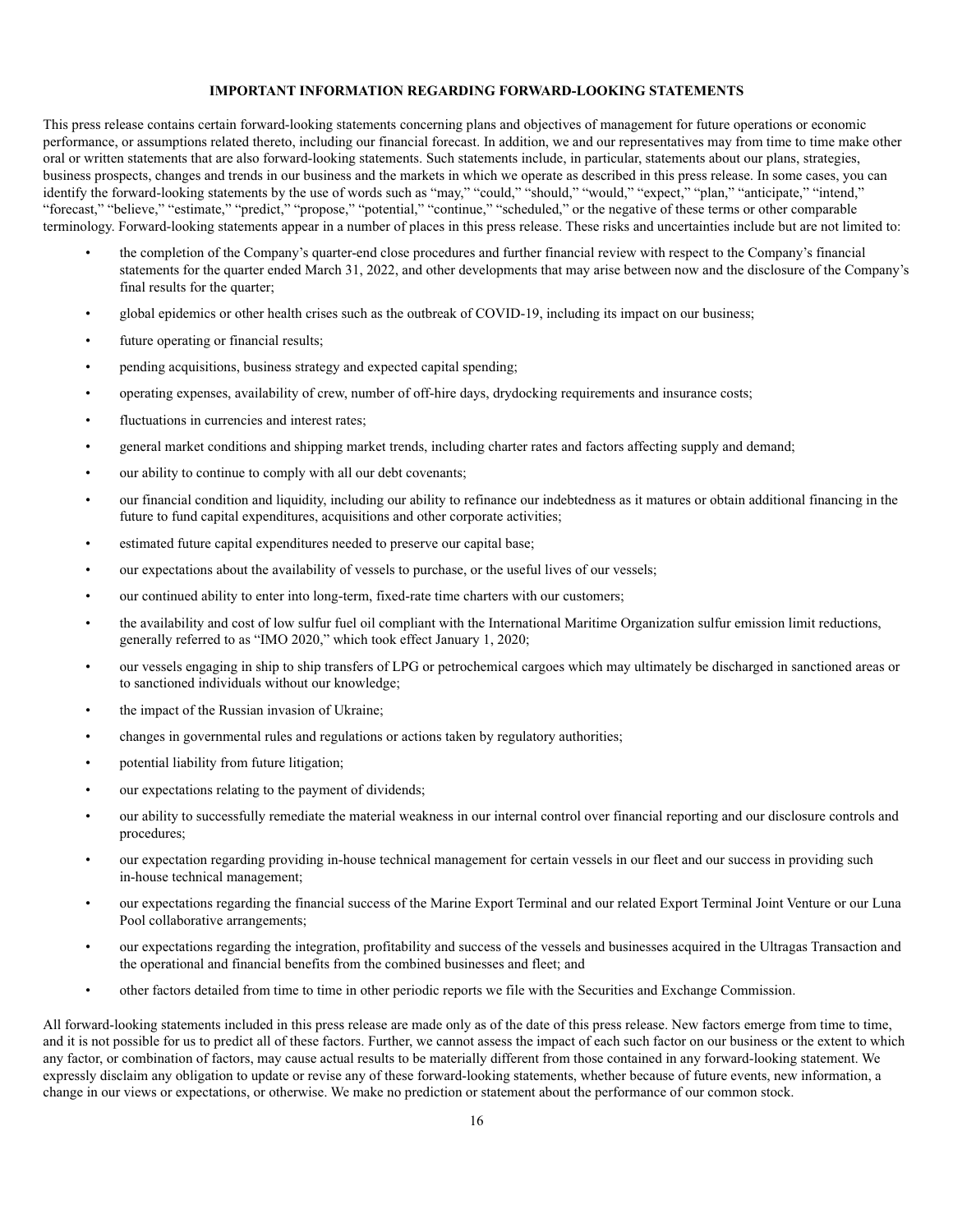## IMPORTANT INFORMATION REGARDING FORWARD-LOOKING STATEMENTS

This press release contains certain forward-looking statements concerning plans and objectives of management for future operations or economic performance, or assumptions related thereto, including our financial forecast. In addition, we and our representatives may from time to time make other oral or written statements that are also forward-looking statements. Such statements include, in particular, statements about our plans, strategies, business prospects, changes and trends in our business and the markets in which we operate as described in this press release. In some cases, you can identify the forward-looking statements by the use of words such as "may," "could," "should," "would," "expect," "plan," "anticipate," "intend," "forecast," "believe," "estimate," "predict," "propose," "potential," "continue," "scheduled," or the negative of these terms or other comparable terminology. Forward-looking statements appear in a number of places in this press release. These risks and uncertainties include but are not limited to:

- the completion of the Company's quarter-end close procedures and further financial review with respect to the Company's financial statements for the quarter ended March 31, 2022, and other developments that may arise between now and the disclosure of the Company's final results for the quarter;
- global epidemics or other health crises such as the outbreak of COVID-19, including its impact on our business;
- future operating or financial results;
- pending acquisitions, business strategy and expected capital spending;
- operating expenses, availability of crew, number of off-hire days, drydocking requirements and insurance costs;
- fluctuations in currencies and interest rates;
- general market conditions and shipping market trends, including charter rates and factors affecting supply and demand;
- our ability to continue to comply with all our debt covenants;
- our financial condition and liquidity, including our ability to refinance our indebtedness as it matures or obtain additional financing in the future to fund capital expenditures, acquisitions and other corporate activities;
- estimated future capital expenditures needed to preserve our capital base;
- our expectations about the availability of vessels to purchase, or the useful lives of our vessels;
- our continued ability to enter into long-term, fixed-rate time charters with our customers;
- the availability and cost of low sulfur fuel oil compliant with the International Maritime Organization sulfur emission limit reductions, generally referred to as "IMO 2020," which took effect January 1, 2020;
- our vessels engaging in ship to ship transfers of LPG or petrochemical cargoes which may ultimately be discharged in sanctioned areas or to sanctioned individuals without our knowledge;
- the impact of the Russian invasion of Ukraine;
- changes in governmental rules and regulations or actions taken by regulatory authorities;
- potential liability from future litigation;
- our expectations relating to the payment of dividends;
- our ability to successfully remediate the material weakness in our internal control over financial reporting and our disclosure controls and procedures;
- our expectation regarding providing in-house technical management for certain vessels in our fleet and our success in providing such in-house technical management;
- our expectations regarding the financial success of the Marine Export Terminal and our related Export Terminal Joint Venture or our Luna Pool collaborative arrangements;
- our expectations regarding the integration, profitability and success of the vessels and businesses acquired in the Ultragas Transaction and the operational and financial benefits from the combined businesses and fleet; and
- other factors detailed from time to time in other periodic reports we file with the Securities and Exchange Commission.

All forward-looking statements included in this press release are made only as of the date of this press release. New factors emerge from time to time, and it is not possible for us to predict all of these factors. Further, we cannot assess the impact of each such factor on our business or the extent to which any factor, or combination of factors, may cause actual results to be materially different from those contained in any forward-looking statement. We expressly disclaim any obligation to update or revise any of these forward-looking statements, whether because of future events, new information, a change in our views or expectations, or otherwise. We make no prediction or statement about the performance of our common stock.